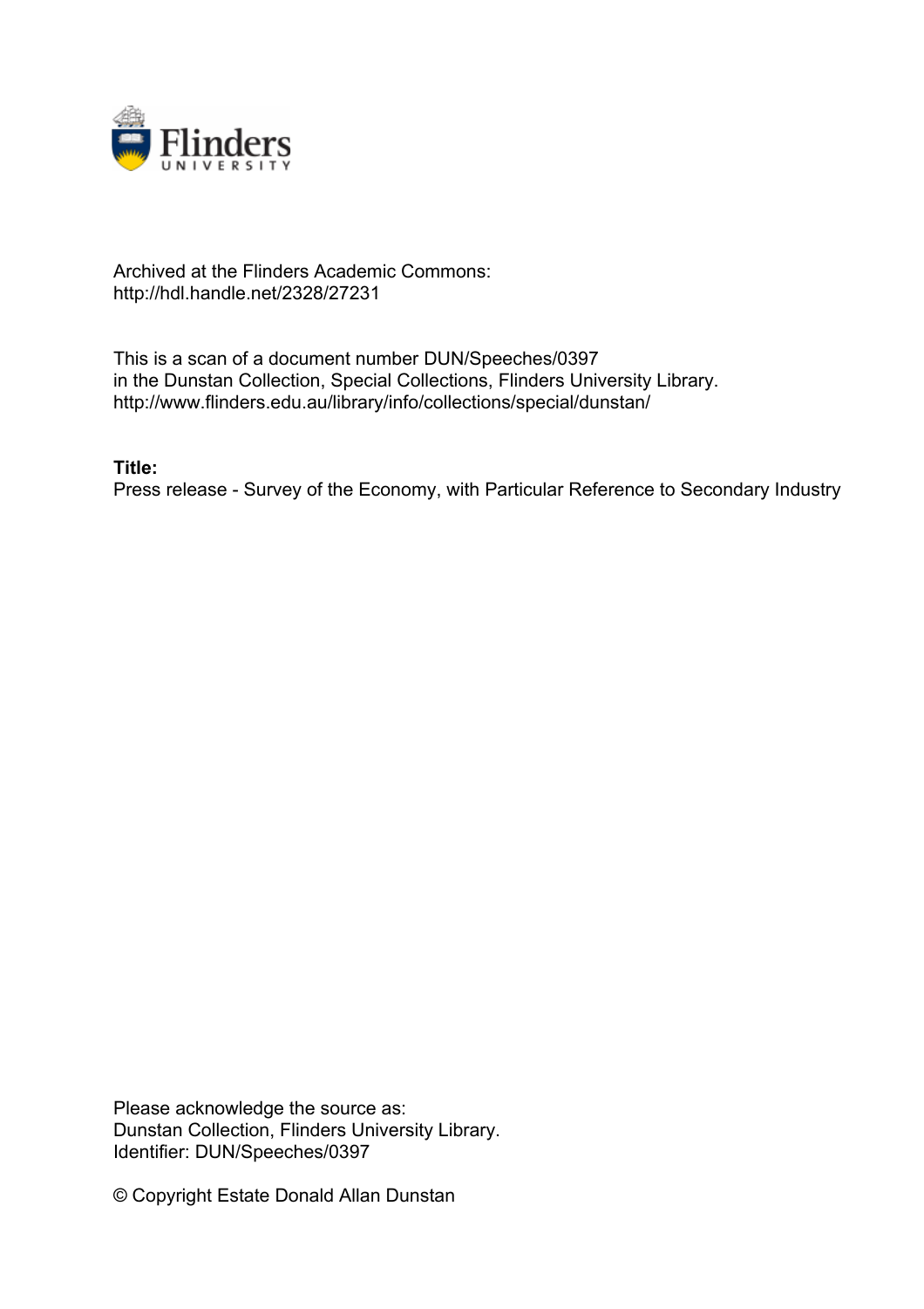Archived at the Flinders Academic Commons:
http://hdl.handle.net/2328/27231

This is a scan of a document number DUN/Speeches/0397
in the Dunstan Collection, Special Collections, Flinders University Library.
http://www.flinders.edu.au/library/info/collections/special/dunstan/

**Title:**
Press release - Survey of the Economy, with Particular Reference to Secondary Industry

Please acknowledge the source as:
Dunstan Collection, Flinders University Library.
Identifier: DUN/Speeches/0397

© Copyright Estate Donald Allan Dunstan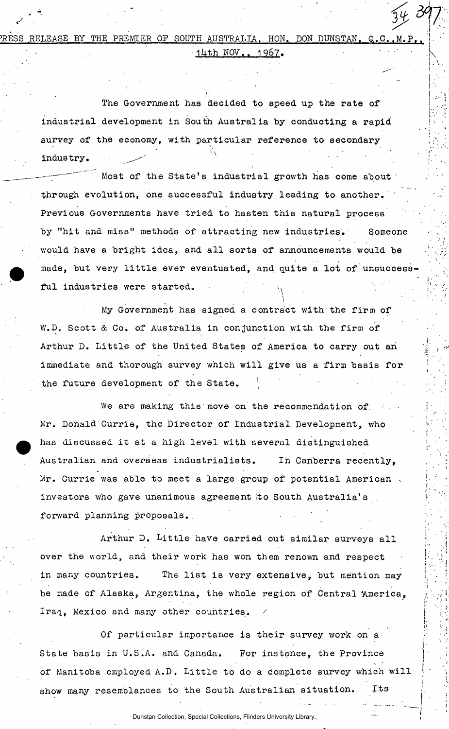PRESS RELEASE BY THE PREMIER OF SOUTH AUSTRALIA, HON. DON DUNSTAN, Q.C., M.P., 14th NOV., 1967.

The Government has decided to speed up the rate of industrial development in South Australia by conducting a rapid survey of the economy, with particular reference to secondary industry.

Most of the State's industrial growth has come about through evolution, one successful industry leading to another. Previous Governments have tried to hasten this natural process by "hit and miss" methods of attracting new industries. Someone would have a bright idea, and all sorts of announcements would be made, but very little ever eventuated, and quite a lot of unsuccessful industries were started.

My Government has signed a contract with the firm of W.D. Scott & Co. of Australia in conjunction with the firm of Arthur D. Little of the United States of America to carry out an immediate and thorough survey which will give us a firm basis for the future development of the State.

We are making this move on the recommendation of Mr. Donald Currie, the Director of Industrial Development, who has discussed it at a high level with several distinguished Australian and overseas industrialists. In Canberra recently, Mr. Currie was able to meet a large group of potential American investors who gave unanimous agreement to South Australia's forward planning proposals.

Arthur D. Little have carried out similar surveys all over the world, and their work has won them renown and respect in many countries. The list is very extensive, but mention may be made of Alaska, Argentina, the whole region of Central America, Iraq, Mexico and many other countries.

Of particular importance is their survey work on a State basis in U.S.A. and Canada. For instance, the Province of Manitoba employed A.D. Little to do a complete survey which will show many resemblances to the South Australian situation. Its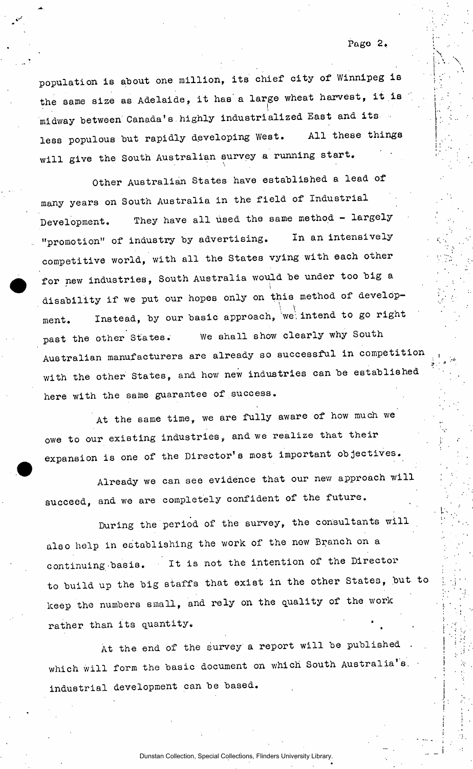population is about one million, its chief city of Winnipeg is the same size as Adelaide, it has a large wheat harvest, it is midway between Canada's highly industrialized East and its less populous but rapidly developing West. All these things will give the South Australian survey a running start.

Other Australian States have established a lead of many years on South Australia in the field of Industrial Development. They have all used the same method - largely "promotion" of industry by advertising. In an intensively competitive world, with all the States vying with each other for new industries, South Australia would be under too big a disability if we put our hopes only on this method of development. Instead, by our basic approach, we intend to go right past the other States. We shall show clearly why South Australian manufacturers are already so successful in competition with the other States, and how new industries can be established here with the same guarantee of success.

At the same time, we are fully aware of how much we owe to our existing industries, and we realize that their expansion is one of the Director's most important objectives.

Already we can see evidence that our new approach will succeed, and we are completely confident of the future.

During the period of the survey, the consultants will also help in establishing the work of the new Branch on a continuing basis. It is not the intention of the Director to build up the big staffs that exist in the other States, but to keep the numbers small, and rely on the quality of the work rather than its quantity.

At the end of the survey a report will be published which will form the basic document on which South Australia's industrial development can be based.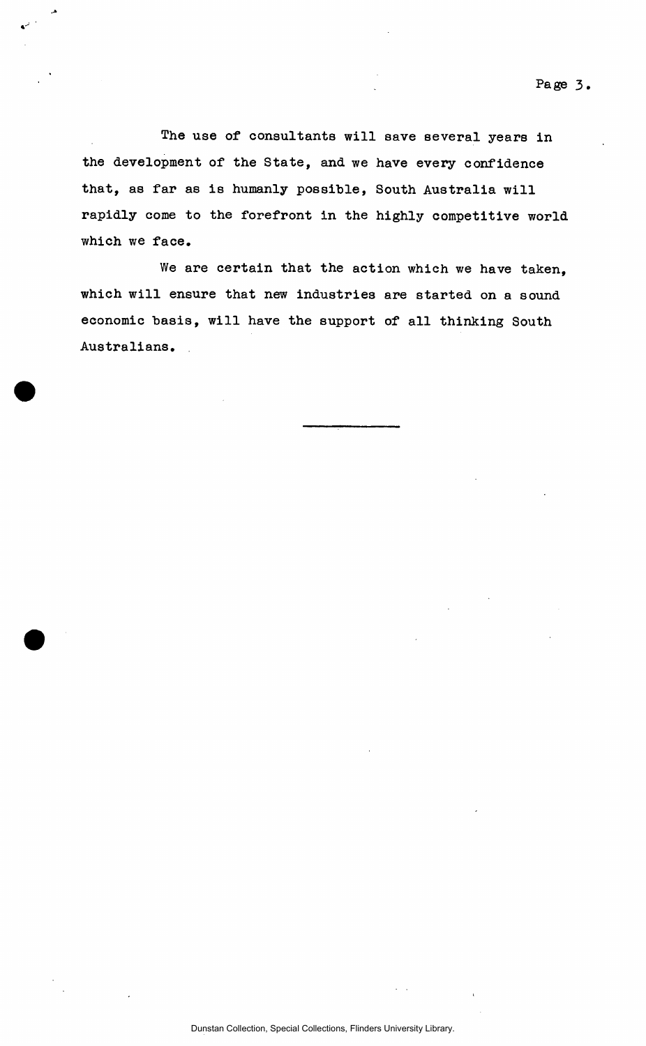The use of consultants will save several years in the development of the State, and we have every confidence that, as far as is humanly possible, South Australia will rapidly come to the forefront in the highly competitive world which we face.

We are certain that the action which we have taken, which will ensure that new industries are started on a sound economic basis, will have the support of all thinking South Australians.

---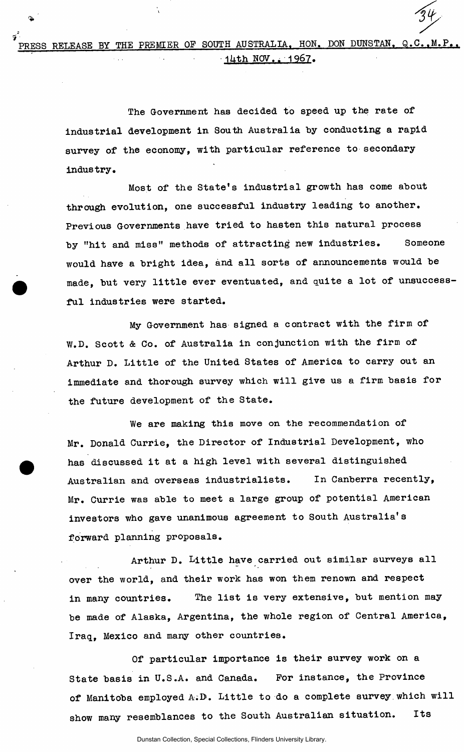PRESS RELEASE BY THE PREMIER OF SOUTH AUSTRALIA, HON. DON DUNSTAN, Q.C., M.P., 14th NOV., 1967.

The Government has decided to speed up the rate of industrial development in South Australia by conducting a rapid survey of the economy, with particular reference to secondary industry.

Most of the State's industrial growth has come about through evolution, one successful industry leading to another. Previous Governments have tried to hasten this natural process by "hit and miss" methods of attracting new industries. Someone would have a bright idea, and all sorts of announcements would be made, but very little ever eventuated, and quite a lot of unsuccessful industries were started.

My Government has signed a contract with the firm of W.D. Scott & Co. of Australia in conjunction with the firm of Arthur D. Little of the United States of America to carry out an immediate and thorough survey which will give us a firm basis for the future development of the State.

We are making this move on the recommendation of Mr. Donald Currie, the Director of Industrial Development, who has discussed it at a high level with several distinguished Australian and overseas industrialists. In Canberra recently, Mr. Currie was able to meet a large group of potential American investors who gave unanimous agreement to South Australia's forward planning proposals.

Arthur D. Little have carried out similar surveys all over the world, and their work has won them renown and respect in many countries. The list is very extensive, but mention may be made of Alaska, Argentina, the whole region of Central America, Iraq, Mexico and many other countries.

Of particular importance is their survey work on a State basis in U.S.A. and Canada. For instance, the Province of Manitoba employed A.D. Little to do a complete survey which will show many resemblances to the South Australian situation. Its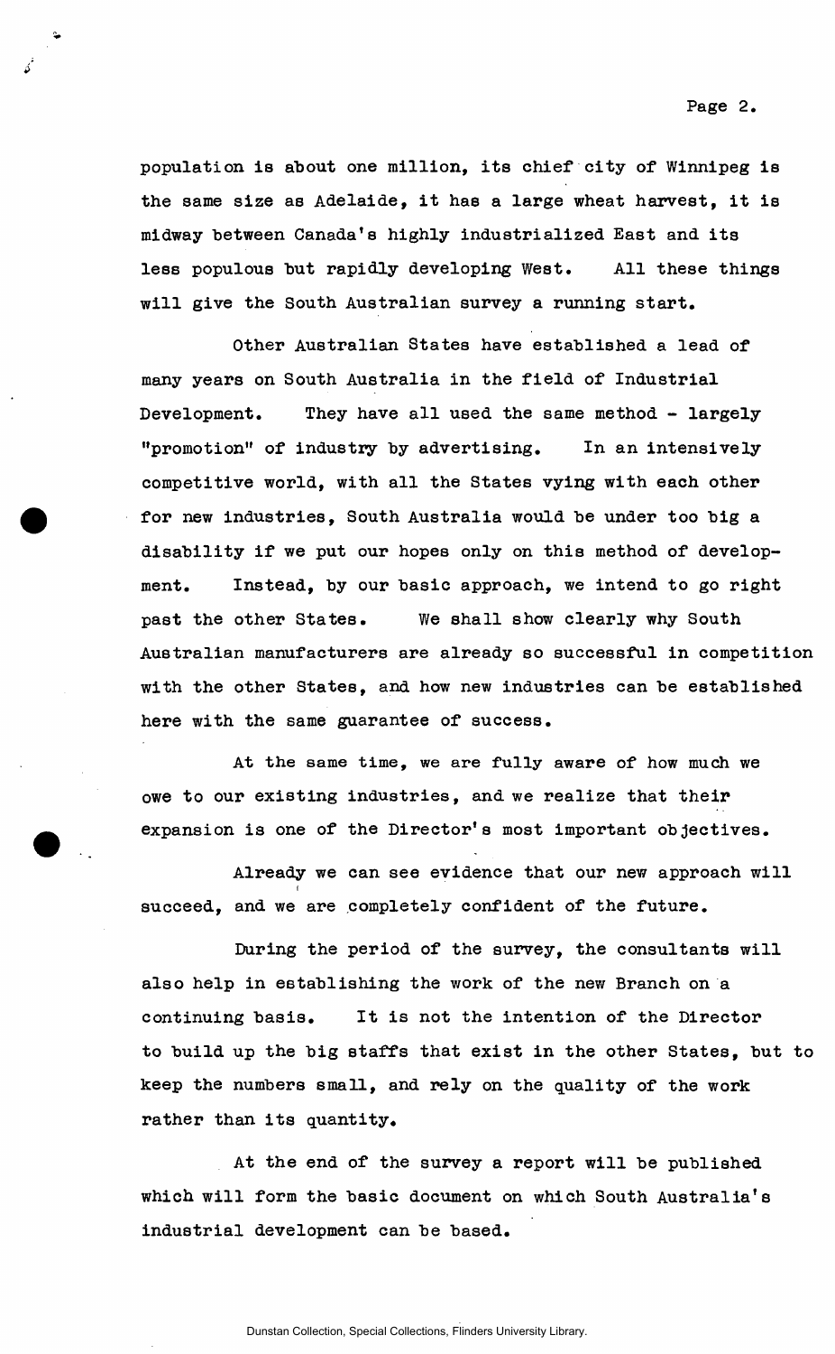population is about one million, its chief city of Winnipeg is the same size as Adelaide, it has a large wheat harvest, it is midway between Canada's highly industrialized East and its less populous but rapidly developing West. All these things will give the South Australian survey a running start.

Other Australian States have established a lead of many years on South Australia in the field of Industrial Development. They have all used the same method - largely "promotion" of industry by advertising. In an intensively competitive world, with all the States vying with each other for new industries, South Australia would be under too big a disability if we put our hopes only on this method of development. Instead, by our basic approach, we intend to go right past the other States. We shall show clearly why South Australian manufacturers are already so successful in competition with the other States, and how new industries can be established here with the same guarantee of success.

At the same time, we are fully aware of how much we owe to our existing industries, and we realize that their expansion is one of the Director's most important objectives.

Already we can see evidence that our new approach will succeed, and we are completely confident of the future.

During the period of the survey, the consultants will also help in establishing the work of the new Branch on a continuing basis. It is not the intention of the Director to build up the big staffs that exist in the other States, but to keep the numbers small, and rely on the quality of the work rather than its quantity.

At the end of the survey a report will be published which will form the basic document on which South Australia's industrial development can be based.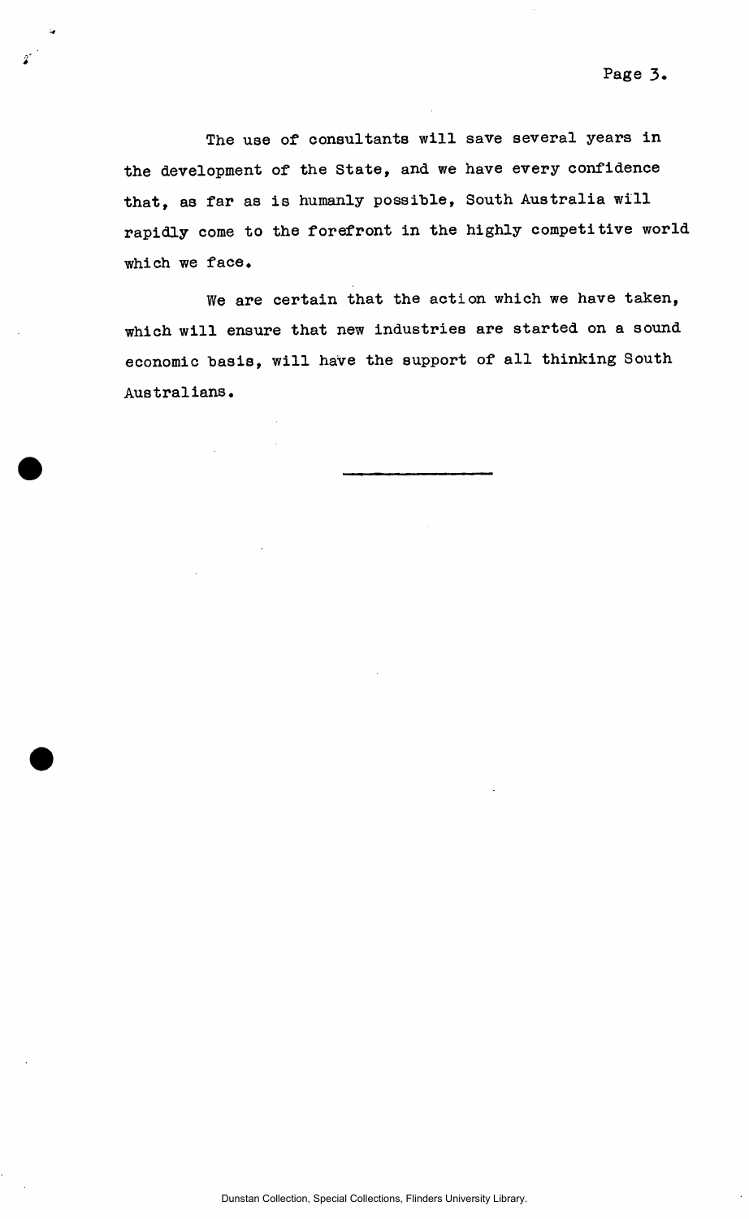The use of consultants will save several years in the development of the State, and we have every confidence that, as far as is humanly possible, South Australia will rapidly come to the forefront in the highly competitive world which we face.

We are certain that the action which we have taken, which will ensure that new industries are started on a sound economic basis, will have the support of all thinking South Australians.

---

Dunstan Collection, Special Collections, Flinders University Library.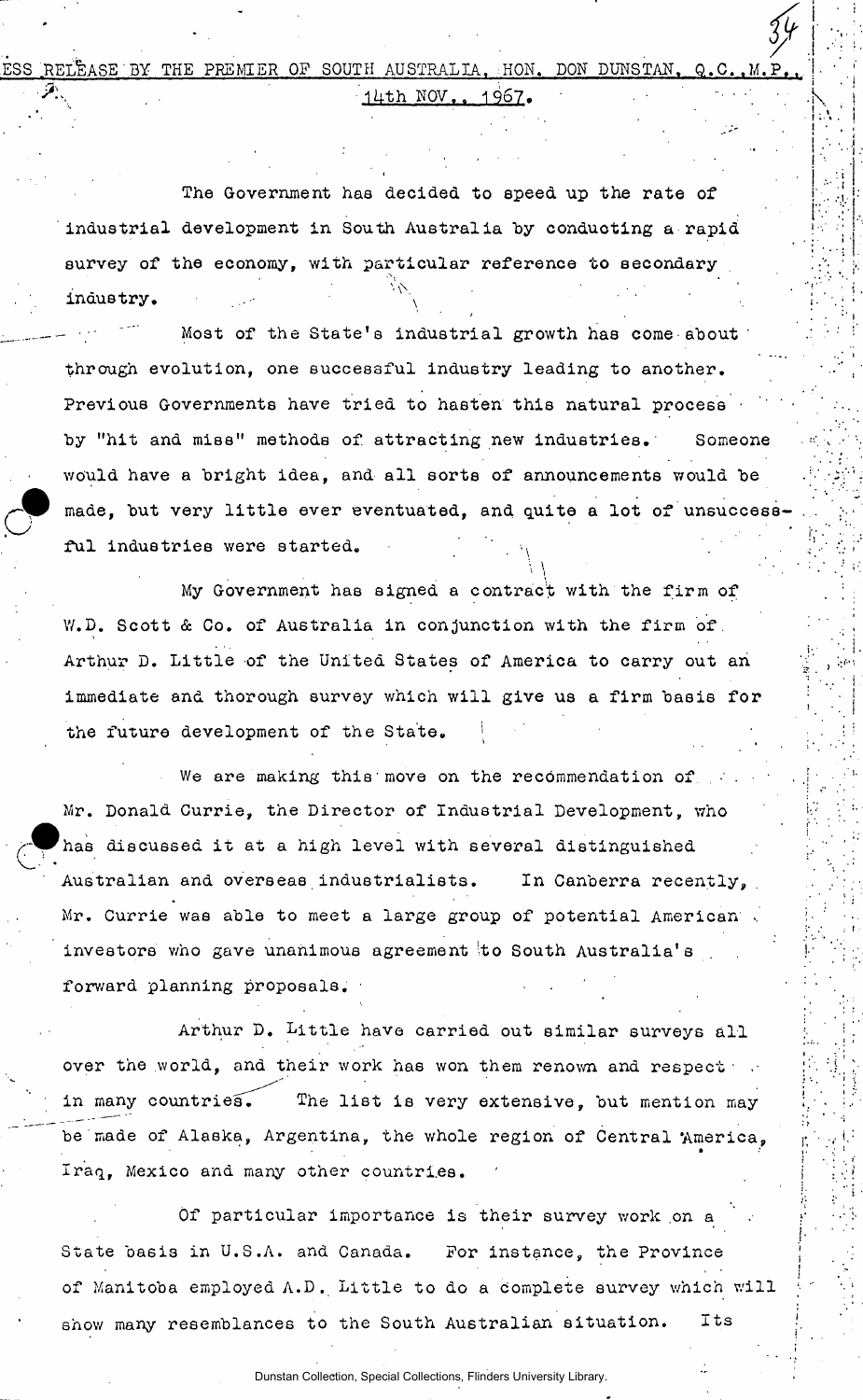PRESS RELEASE BY THE PREMIER OF SOUTH AUSTRALIA, HON. DON DUNSTAN, Q.C., M.P., 14th NOV., 1967.

The Government has decided to speed up the rate of industrial development in South Australia by conducting a rapid survey of the economy, with particular reference to secondary industry.

Most of the State's industrial growth has come about through evolution, one successful industry leading to another. Previous Governments have tried to hasten this natural process by "hit and miss" methods of attracting new industries. Someone would have a bright idea, and all sorts of announcements would be made, but very little ever eventuated, and quite a lot of unsuccessful industries were started.

My Government has signed a contract with the firm of W.D. Scott & Co. of Australia in conjunction with the firm of Arthur D. Little of the United States of America to carry out an immediate and thorough survey which will give us a firm basis for the future development of the State.

We are making this move on the recommendation of Mr. Donald Currie, the Director of Industrial Development, who has discussed it at a high level with several distinguished Australian and overseas industrialists. In Canberra recently, Mr. Currie was able to meet a large group of potential American investors who gave unanimous agreement to South Australia's forward planning proposals.

Arthur D. Little have carried out similar surveys all over the world, and their work has won them renown and respect in many countries. The list is very extensive, but mention may be made of Alaska, Argentina, the whole region of Central America, Iraq, Mexico and many other countries.

Of particular importance is their survey work on a State basis in U.S.A. and Canada. For instance, the Province of Manitoba employed A.D. Little to do a complete survey which will show many resemblances to the South Australian situation. Its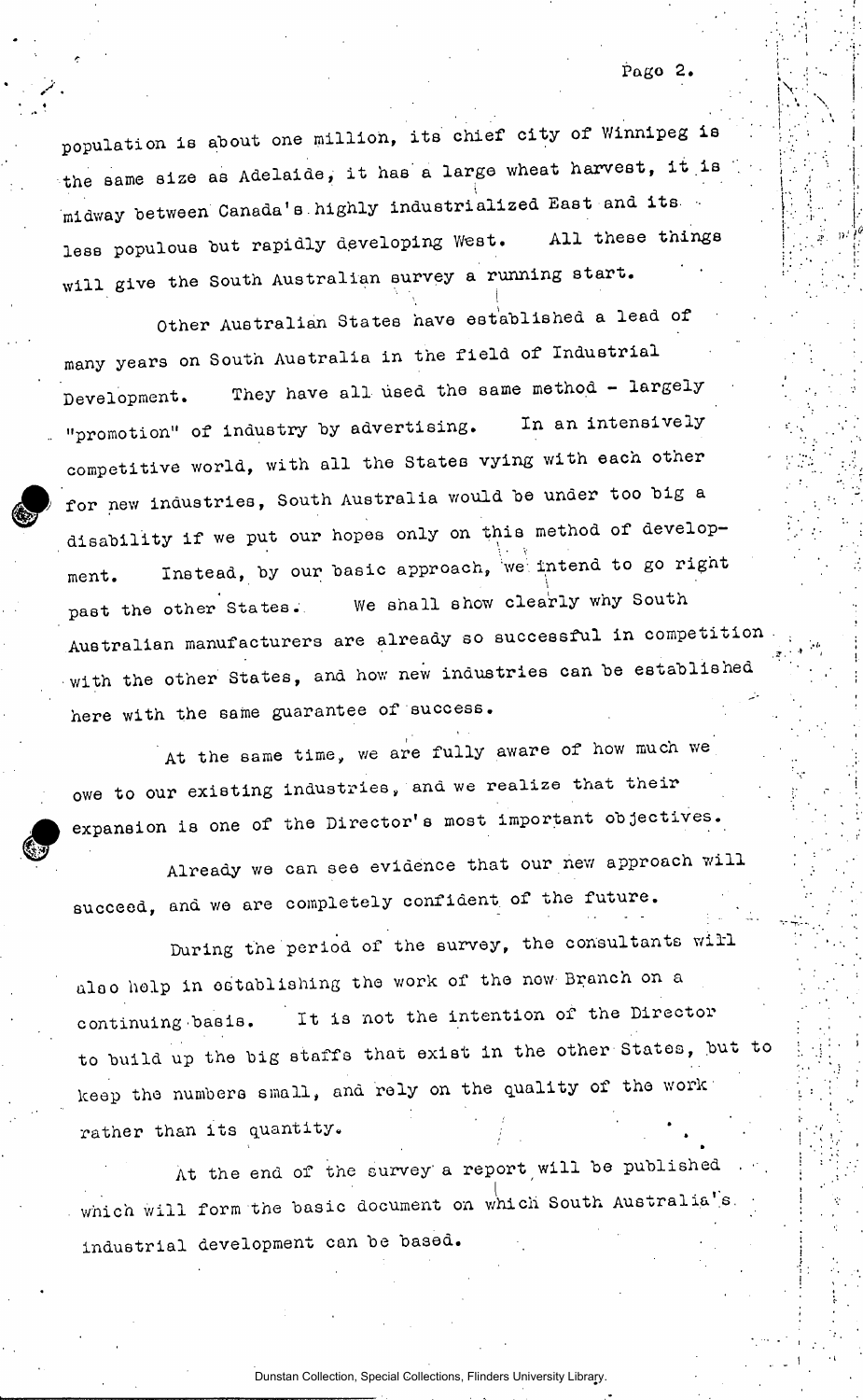population is about one million, its chief city of Winnipeg is the same size as Adelaide, it has a large wheat harvest, it is midway between Canada's highly industrialized East and its less populous but rapidly developing West. All these things will give the South Australian survey a running start.

Other Australian States have established a lead of many years on South Australia in the field of Industrial Development. They have all used the same method - largely "promotion" of industry by advertising. In an intensively competitive world, with all the States vying with each other for new industries, South Australia would be under too big a disability if we put our hopes only on this method of development. Instead, by our basic approach, we intend to go right past the other States. We shall show clearly why South Australian manufacturers are already so successful in competition with the other States, and how new industries can be established here with the same guarantee of success.

At the same time, we are fully aware of how much we owe to our existing industries, and we realize that their expansion is one of the Director's most important objectives.

Already we can see evidence that our new approach will succeed, and we are completely confident of the future.

During the period of the survey, the consultants will also help in establishing the work of the new Branch on a continuing basis. It is not the intention of the Director to build up the big staffs that exist in the other States, but to keep the numbers small, and rely on the quality of the work rather than its quantity.

At the end of the survey a report will be published which will form the basic document on which South Australia's industrial development can be based.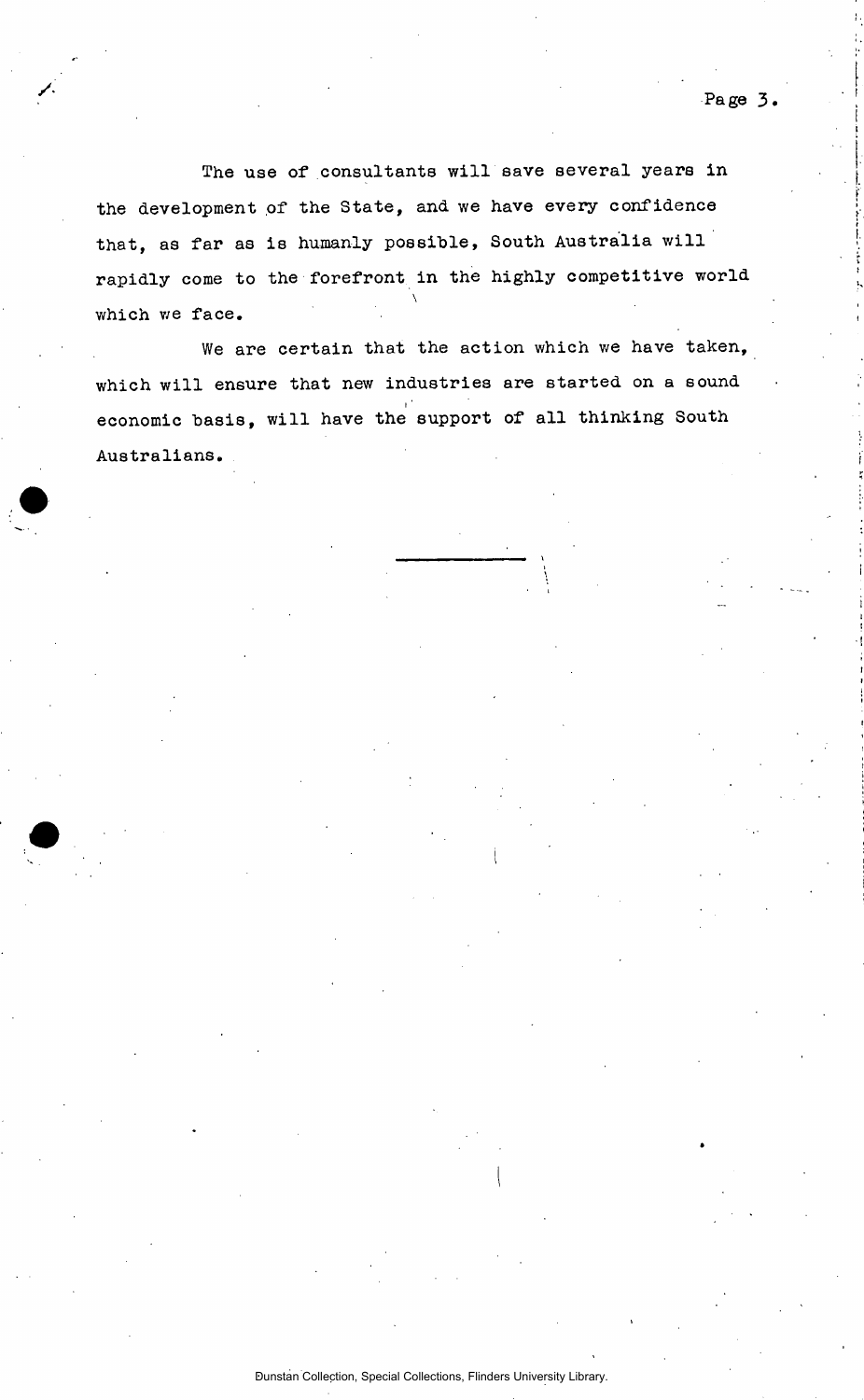The use of consultants will save several years in the development of the State, and we have every confidence that, as far as is humanly possible, South Australia will rapidly come to the forefront in the highly competitive world which we face.

We are certain that the action which we have taken, which will ensure that new industries are started on a sound economic basis, will have the support of all thinking South Australians.

---

Dunstan Collection, Special Collections, Flinders University Library.